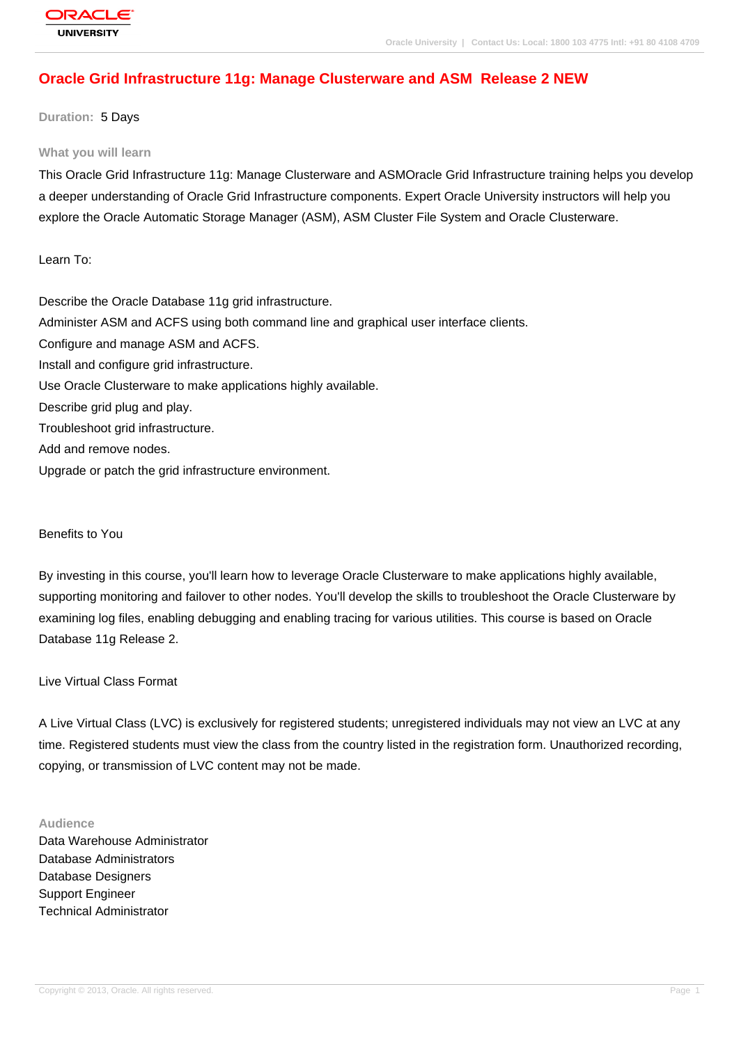# Oracle Grid Infrastructure 11g: Manage Clusterware and ASM Release 2 NEW

**Duration:** 5 Days

## What you will learn

This Oracle Grid Infrastructure 11g: Manage Clusterware and ASMOracle Grid Infrastructure training helps you develop a deeper understanding of Oracle Grid Infrastructure components. Expert Oracle University instructors will help you explore the Oracle Automatic Storage Manager (ASM), ASM Cluster File System and Oracle Clusterware.

Learn To:

Describe the Oracle Database 11g grid infrastructure.
Administer ASM and ACFS using both command line and graphical user interface clients.
Configure and manage ASM and ACFS.
Install and configure grid infrastructure.
Use Oracle Clusterware to make applications highly available.
Describe grid plug and play.
Troubleshoot grid infrastructure.
Add and remove nodes.
Upgrade or patch the grid infrastructure environment.

Benefits to You

By investing in this course, you'll learn how to leverage Oracle Clusterware to make applications highly available, supporting monitoring and failover to other nodes. You'll develop the skills to troubleshoot the Oracle Clusterware by examining log files, enabling debugging and enabling tracing for various utilities. This course is based on Oracle Database 11g Release 2.

Live Virtual Class Format

A Live Virtual Class (LVC) is exclusively for registered students; unregistered individuals may not view an LVC at any time. Registered students must view the class from the country listed in the registration form. Unauthorized recording, copying, or transmission of LVC content may not be made.

## Audience

Data Warehouse Administrator
Database Administrators
Database Designers
Support Engineer
Technical Administrator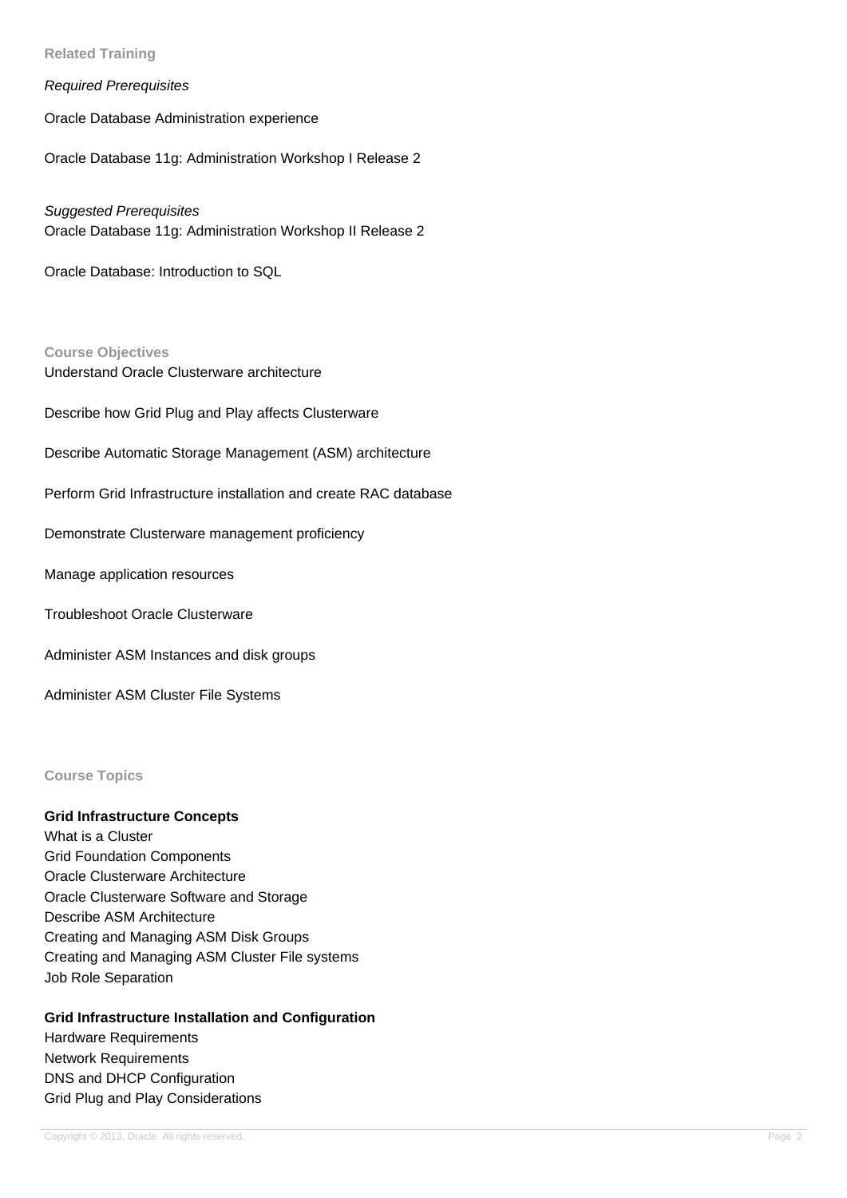## Related Training

*Required Prerequisites*

Oracle Database Administration experience

Oracle Database 11g: Administration Workshop I Release 2

*Suggested Prerequisites*

Oracle Database 11g: Administration Workshop II Release 2

Oracle Database: Introduction to SQL

## Course Objectives

Understand Oracle Clusterware architecture

Describe how Grid Plug and Play affects Clusterware

Describe Automatic Storage Management (ASM) architecture

Perform Grid Infrastructure installation and create RAC database

Demonstrate Clusterware management proficiency

Manage application resources

Troubleshoot Oracle Clusterware

Administer ASM Instances and disk groups

Administer ASM Cluster File Systems

## Course Topics

**Grid Infrastructure Concepts**

What is a Cluster
Grid Foundation Components
Oracle Clusterware Architecture
Oracle Clusterware Software and Storage
Describe ASM Architecture
Creating and Managing ASM Disk Groups
Creating and Managing ASM Cluster File systems
Job Role Separation

**Grid Infrastructure Installation and Configuration**

Hardware Requirements
Network Requirements
DNS and DHCP Configuration
Grid Plug and Play Considerations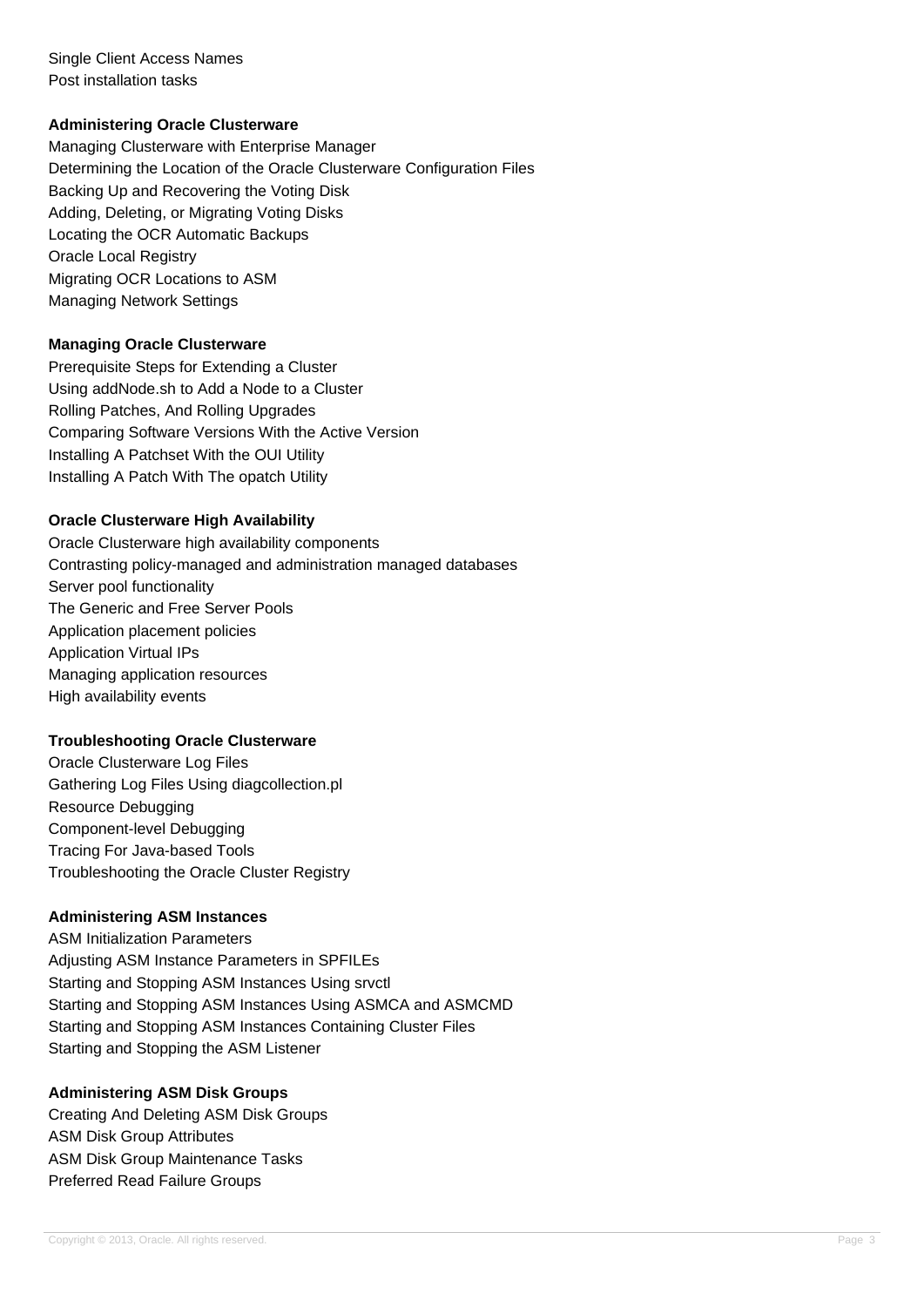Single Client Access Names
Post installation tasks

**Administering Oracle Clusterware**

Managing Clusterware with Enterprise Manager
Determining the Location of the Oracle Clusterware Configuration Files
Backing Up and Recovering the Voting Disk
Adding, Deleting, or Migrating Voting Disks
Locating the OCR Automatic Backups
Oracle Local Registry
Migrating OCR Locations to ASM
Managing Network Settings

**Managing Oracle Clusterware**

Prerequisite Steps for Extending a Cluster
Using addNode.sh to Add a Node to a Cluster
Rolling Patches, And Rolling Upgrades
Comparing Software Versions With the Active Version
Installing A Patchset With the OUI Utility
Installing A Patch With The opatch Utility

**Oracle Clusterware High Availability**

Oracle Clusterware high availability components
Contrasting policy-managed and administration managed databases
Server pool functionality
The Generic and Free Server Pools
Application placement policies
Application Virtual IPs
Managing application resources
High availability events

**Troubleshooting Oracle Clusterware**

Oracle Clusterware Log Files
Gathering Log Files Using diagcollection.pl
Resource Debugging
Component-level Debugging
Tracing For Java-based Tools
Troubleshooting the Oracle Cluster Registry

**Administering ASM Instances**

ASM Initialization Parameters
Adjusting ASM Instance Parameters in SPFILEs
Starting and Stopping ASM Instances Using srvctl
Starting and Stopping ASM Instances Using ASMCA and ASMCMD
Starting and Stopping ASM Instances Containing Cluster Files
Starting and Stopping the ASM Listener

**Administering ASM Disk Groups**

Creating And Deleting ASM Disk Groups
ASM Disk Group Attributes
ASM Disk Group Maintenance Tasks
Preferred Read Failure Groups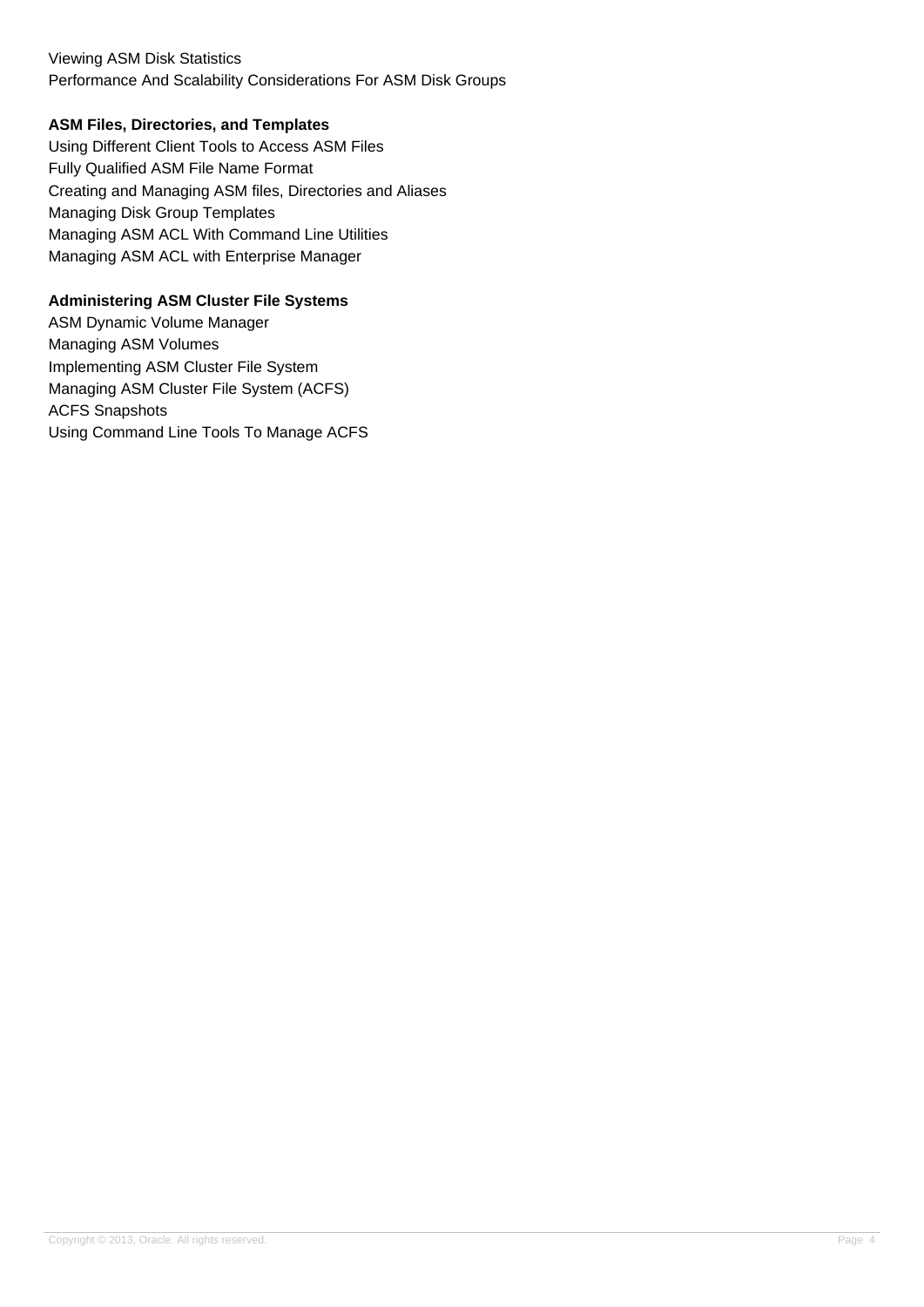Viewing ASM Disk Statistics
Performance And Scalability Considerations For ASM Disk Groups

**ASM Files, Directories, and Templates**

Using Different Client Tools to Access ASM Files
Fully Qualified ASM File Name Format
Creating and Managing ASM files, Directories and Aliases
Managing Disk Group Templates
Managing ASM ACL With Command Line Utilities
Managing ASM ACL with Enterprise Manager

**Administering ASM Cluster File Systems**

ASM Dynamic Volume Manager
Managing ASM Volumes
Implementing ASM Cluster File System
Managing ASM Cluster File System (ACFS)
ACFS Snapshots
Using Command Line Tools To Manage ACFS